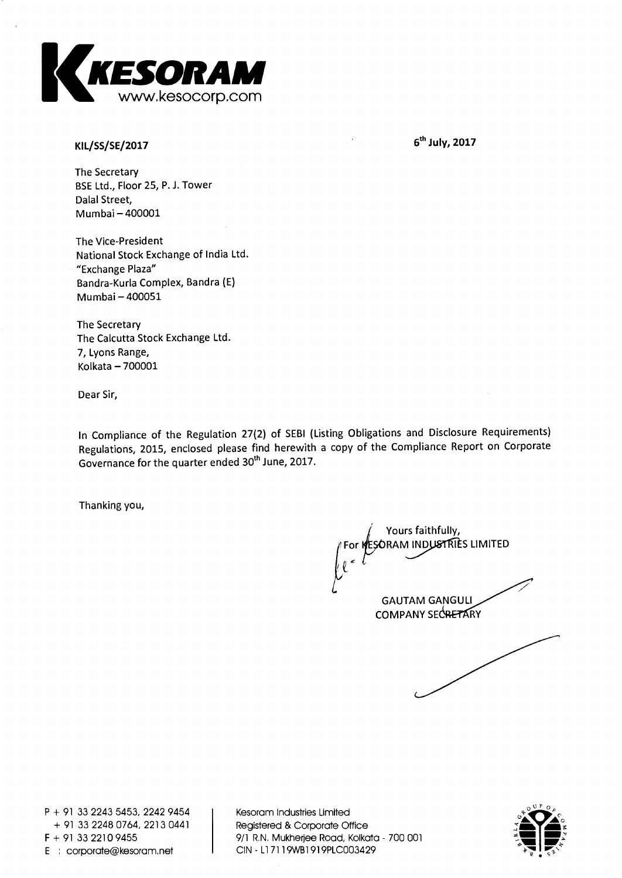**KESORAM**
www.kesocorp.com

**KIL/SS/SE/2017** **6th July, 2017**

The Secretary
BSE Ltd., Floor 25, P. J. Tower
Dalal Street,
Mumbai – 400001

The Vice-President
National Stock Exchange of India Ltd.
"Exchange Plaza"
Bandra-Kurla Complex, Bandra (E)
Mumbai – 400051

The Secretary
The Calcutta Stock Exchange Ltd.
7, Lyons Range,
Kolkata – 700001

Dear Sir,

In Compliance of the Regulation 27(2) of SEBI (Listing Obligations and Disclosure Requirements) Regulations, 2015, enclosed please find herewith a copy of the Compliance Report on Corporate Governance for the quarter ended 30th June, 2017.

Thanking you,

Yours faithfully,
For KESORAM INDUSTRIES LIMITED

GAUTAM GANGULI
COMPANY SECRETARY

P + 91 33 2243 5453, 2242 9454
\+ 91 33 2248 0764, 2213 0441
F + 91 33 2210 9455
E : corporate@kesoram.net

Kesoram Industries Limited
Registered & Corporate Office
9/1 R.N. Mukherjee Road, Kolkata - 700 001
CIN - L17119WB1919PLC003429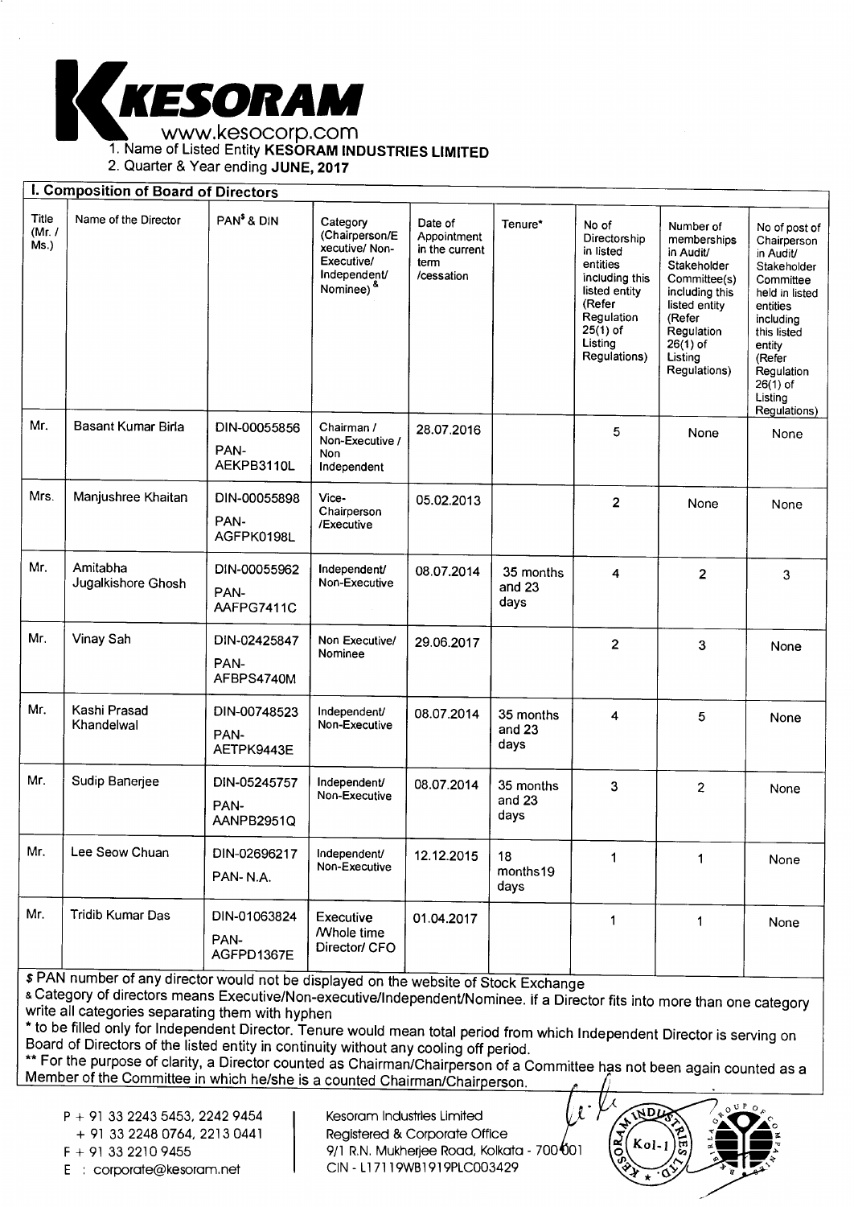KESORAM

www.kesocorp.com

1. Name of Listed Entity **KESORAM INDUSTRIES LIMITED**
2. Quarter & Year ending **JUNE, 2017**

## I. Composition of Board of Directors

| Title (Mr. / Ms.) | Name of the Director | PAN$ & DIN | Category (Chairperson/Executive/ Non-Executive/ Independent/ Nominee) & | Date of Appointment in the current term /cessation | Tenure* | No of Directorship in listed entities including this listed entity (Refer Regulation 25(1) of Listing Regulations) | Number of memberships in Audit/ Stakeholder Committee(s) including this listed entity (Refer Regulation 26(1) of Listing Regulations) | No of post of Chairperson in Audit/ Stakeholder Committee held in listed entities including this listed entity (Refer Regulation 26(1) of Listing Regulations) |
|---|---|---|---|---|---|---|---|---|
| Mr. | Basant Kumar Birla | DIN-00055856 PAN-AEKPB3110L | Chairman / Non-Executive / Non Independent | 28.07.2016 | | 5 | None | None |
| Mrs. | Manjushree Khaitan | DIN-00055898 PAN-AGFPK0198L | Vice-Chairperson /Executive | 05.02.2013 | | 2 | None | None |
| Mr. | Amitabha Jugalkishore Ghosh | DIN-00055962 PAN-AAFPG7411C | Independent/ Non-Executive | 08.07.2014 | 35 months and 23 days | 4 | 2 | 3 |
| Mr. | Vinay Sah | DIN-02425847 PAN-AFBPS4740M | Non Executive/ Nominee | 29.06.2017 | | 2 | 3 | None |
| Mr. | Kashi Prasad Khandelwal | DIN-00748523 PAN-AETPK9443E | Independent/ Non-Executive | 08.07.2014 | 35 months and 23 days | 4 | 5 | None |
| Mr. | Sudip Banerjee | DIN-05245757 PAN-AANPB2951Q | Independent/ Non-Executive | 08.07.2014 | 35 months and 23 days | 3 | 2 | None |
| Mr. | Lee Seow Chuan | DIN-02696217 PAN- N.A. | Independent/ Non-Executive | 12.12.2015 | 18 months19 days | 1 | 1 | None |
| Mr. | Tridib Kumar Das | DIN-01063824 PAN-AGFPD1367E | Executive /Whole time Director/ CFO | 01.04.2017 | | 1 | 1 | None |

$ PAN number of any director would not be displayed on the website of Stock Exchange

& Category of directors means Executive/Non-executive/Independent/Nominee. if a Director fits into more than one category write all categories separating them with hyphen

* to be filled only for Independent Director. Tenure would mean total period from which Independent Director is serving on Board of Directors of the listed entity in continuity without any cooling off period.

** For the purpose of clarity, a Director counted as Chairman/Chairperson of a Committee has not been again counted as a Member of the Committee in which he/she is a counted Chairman/Chairperson.

P + 91 33 2243 5453, 2242 9454
+ 91 33 2248 0764, 2213 0441
F + 91 33 2210 9455
E : corporate@kesoram.net

Kesoram Industries Limited
Registered & Corporate Office
9/1 R.N. Mukherjee Road, Kolkata - 700001
CIN - L17119WB1919PLC003429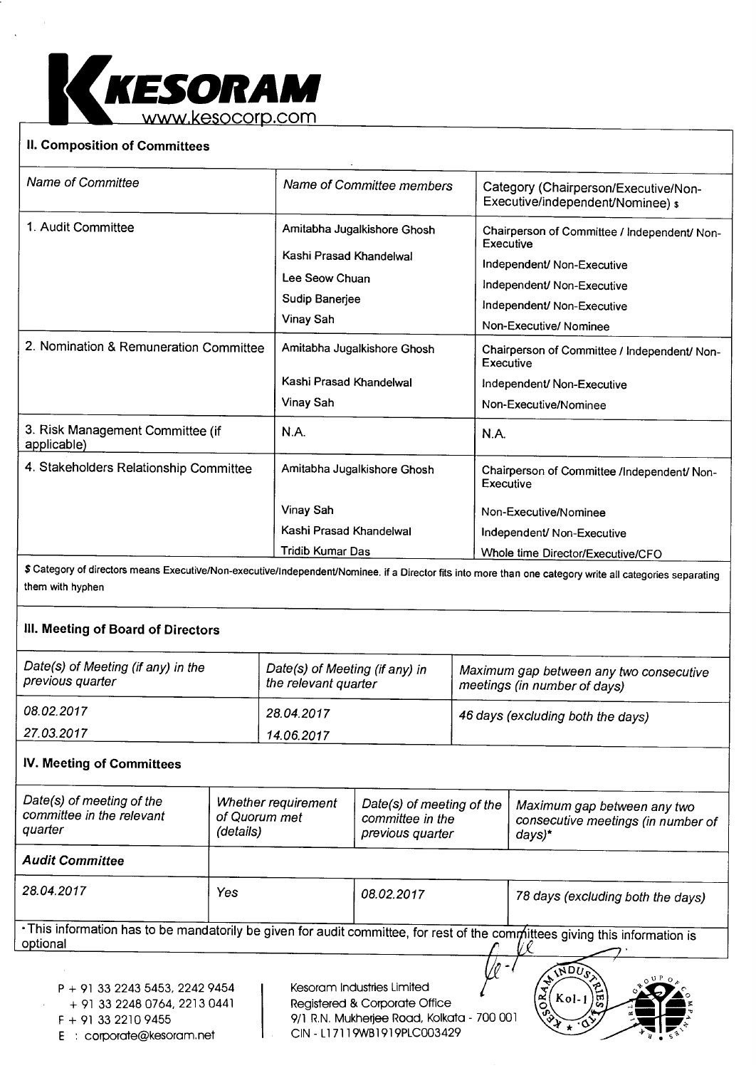## II. Composition of Committees

| Name of Committee | Name of Committee members | Category (Chairperson/Executive/Non-Executive/independent/Nominee) $ |
|---|---|---|
| 1. Audit Committee | Amitabha Jugalkishore Ghosh | Chairperson of Committee / Independent/ Non-Executive |
| | Kashi Prasad Khandelwal | Independent/ Non-Executive |
| | Lee Seow Chuan | Independent/ Non-Executive |
| | Sudip Banerjee | Independent/ Non-Executive |
| | Vinay Sah | Non-Executive/ Nominee |
| 2. Nomination & Remuneration Committee | Amitabha Jugalkishore Ghosh | Chairperson of Committee / Independent/ Non-Executive |
| | Kashi Prasad Khandelwal | Independent/ Non-Executive |
| | Vinay Sah | Non-Executive/Nominee |
| 3. Risk Management Committee (if applicable) | N.A. | N.A. |
| 4. Stakeholders Relationship Committee | Amitabha Jugalkishore Ghosh | Chairperson of Committee /Independent/ Non-Executive |
| | Vinay Sah | Non-Executive/Nominee |
| | Kashi Prasad Khandelwal | Independent/ Non-Executive |
| | Tridib Kumar Das | Whole time Director/Executive/CFO |

$ Category of directors means Executive/Non-executive/Independent/Nominee. if a Director fits into more than one category write all categories separating them with hyphen

## III. Meeting of Board of Directors

| *Date(s) of Meeting (if any) in the previous quarter* | *Date(s) of Meeting (if any) in the relevant quarter* | *Maximum gap between any two consecutive meetings (in number of days)* |
|---|---|---|
| *08.02.2017* | *28.04.2017* | *46 days (excluding both the days)* |
| *27.03.2017* | *14.06.2017* | |

## IV. Meeting of Committees

| *Date(s) of meeting of the committee in the relevant quarter* | *Whether requirement of Quorum met (details)* | *Date(s) of meeting of the committee in the previous quarter* | *Maximum gap between any two consecutive meetings (in number of days)\** |
|---|---|---|---|
| ***Audit Committee*** | | | |
| *28.04.2017* | *Yes* | *08.02.2017* | *78 days (excluding both the days)* |

\* This information has to be mandatorily be given for audit committee, for rest of the committees giving this information is optional

P + 91 33 2243 5453, 2242 9454
+ 91 33 2248 0764, 2213 0441
F + 91 33 2210 9455
E : corporate@kesoram.net

Kesoram Industries Limited
Registered & Corporate Office
9/1 R.N. Mukherjee Road, Kolkata - 700 001
CIN - L17119WB1919PLC003429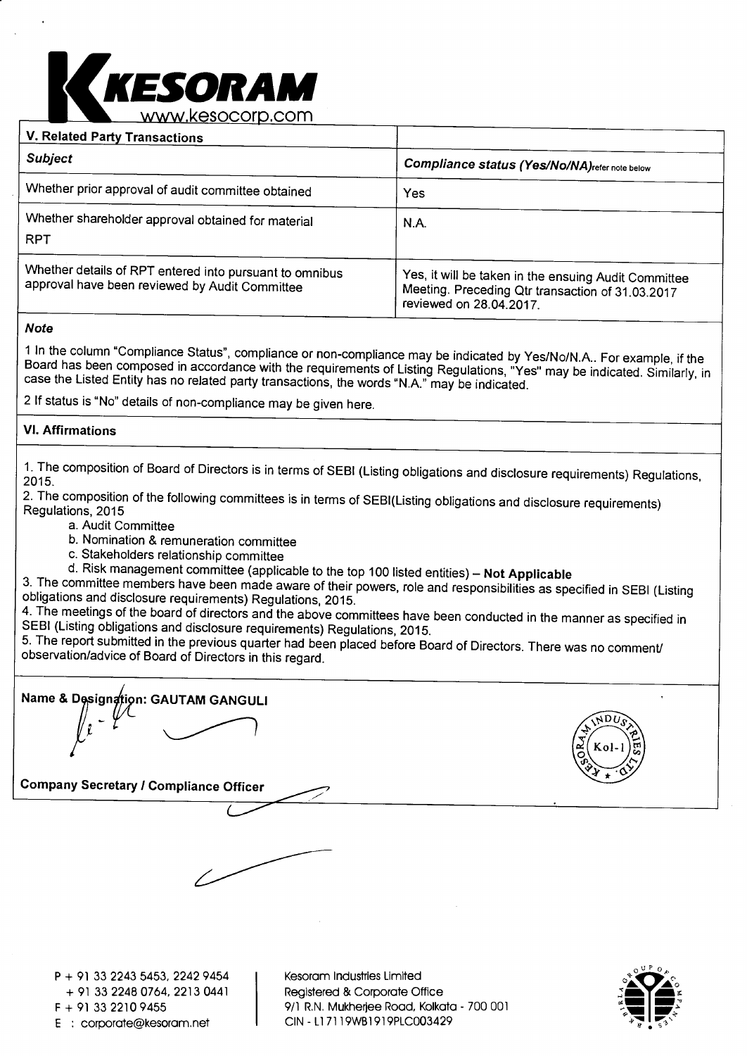**KESORAM**
www.kesocorp.com

| V. Related Party Transactions | |
|---|---|
| ***Subject*** | ***Compliance status (Yes/No/NA)*** refer note below |
| Whether prior approval of audit committee obtained | Yes |
| Whether shareholder approval obtained for material RPT | N.A. |
| Whether details of RPT entered into pursuant to omnibus approval have been reviewed by Audit Committee | Yes, it will be taken in the ensuing Audit Committee Meeting. Preceding Qtr transaction of 31.03.2017 reviewed on 28.04.2017. |

***Note***

1 In the column "Compliance Status", compliance or non-compliance may be indicated by Yes/No/N.A.. For example, if the Board has been composed in accordance with the requirements of Listing Regulations, "Yes" may be indicated. Similarly, in case the Listed Entity has no related party transactions, the words "N.A." may be indicated.

2 If status is "No" details of non-compliance may be given here.

**VI. Affirmations**

1. The composition of Board of Directors is in terms of SEBI (Listing obligations and disclosure requirements) Regulations, 2015.
2. The composition of the following committees is in terms of SEBI(Listing obligations and disclosure requirements) Regulations, 2015
   a. Audit Committee
   b. Nomination & remuneration committee
   c. Stakeholders relationship committee
   d. Risk management committee (applicable to the top 100 listed entities) – **Not Applicable**
3. The committee members have been made aware of their powers, role and responsibilities as specified in SEBI (Listing obligations and disclosure requirements) Regulations, 2015.
4. The meetings of the board of directors and the above committees have been conducted in the manner as specified in SEBI (Listing obligations and disclosure requirements) Regulations, 2015.
5. The report submitted in the previous quarter had been placed before Board of Directors. There was no comment/ observation/advice of Board of Directors in this regard.

**Name & Designation: GAUTAM GANGULI**

**Company Secretary / Compliance Officer**

P + 91 33 2243 5453, 2242 9454
+ 91 33 2248 0764, 2213 0441
F + 91 33 2210 9455
E : corporate@kesoram.net

Kesoram Industries Limited
Registered & Corporate Office
9/1 R.N. Mukherjee Road, Kolkata - 700 001
CIN - L17119WB1919PLC003429